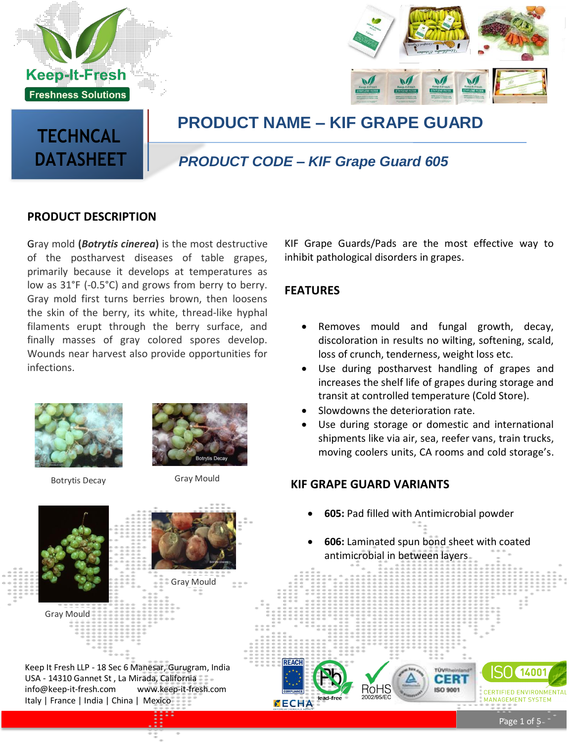Keep-It-Fresh

Freshness Solutions

# TECHCNAL DATASHEET

## PRODUCT NAME – KIF GRAPE GUARD

### *PRODUCT CODE – KIF Grape Guard 605*

## PRODUCT DESCRIPTION

Gray mold (***Botrytis cinerea***) is the most destructive of the postharvest diseases of table grapes, primarily because it develops at temperatures as low as 31°F (-0.5°C) and grows from berry to berry. Gray mold first turns berries brown, then loosens the skin of the berry, its white, thread-like hyphal filaments erupt through the berry surface, and finally masses of gray colored spores develop. Wounds near harvest also provide opportunities for infections.

Botrytis Decay

Gray Mould

Gray Mould

Gray Mould

KIF Grape Guards/Pads are the most effective way to inhibit pathological disorders in grapes.

## FEATURES

- Removes mould and fungal growth, decay, discoloration in results no wilting, softening, scald, loss of crunch, tenderness, weight loss etc.
- Use during postharvest handling of grapes and increases the shelf life of grapes during storage and transit at controlled temperature (Cold Store).
- Slowdowns the deterioration rate.
- Use during storage or domestic and international shipments like via air, sea, reefer vans, train trucks, moving coolers units, CA rooms and cold storage's.

## KIF GRAPE GUARD VARIANTS

- **605:** Pad filled with Antimicrobial powder
- **606:** Laminated spun bond sheet with coated antimicrobial in between layers

Keep It Fresh LLP - 18 Sec 6 Manesar, Gurugram, India
USA - 14310 Gannet St , La Mirada, California
info@keep-it-fresh.com www.keep-it-fresh.com
Italy | France | India | China | Mexico

REACH COMPLIANCE · ECHA · lead-free · RoHS 2002/95/EC · TÜVRheinland CERT ISO 9001 · ISO 14001 CERTIFIED ENVIRONMENTAL MANAGEMENT SYSTEM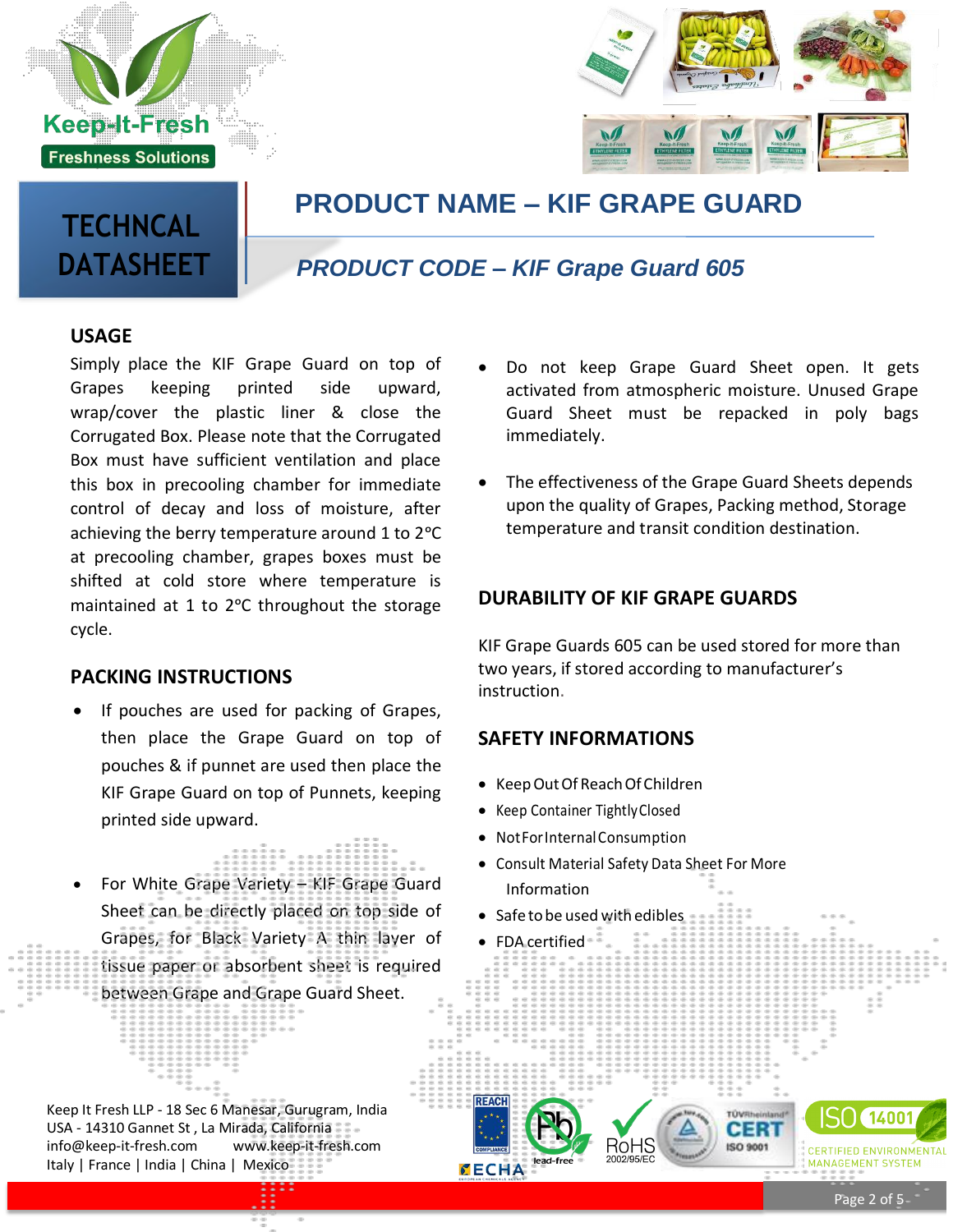# TECHNCAL DATASHEET

## PRODUCT NAME – KIF GRAPE GUARD

### *PRODUCT CODE – KIF Grape Guard 605*

## USAGE

Simply place the KIF Grape Guard on top of Grapes keeping printed side upward, wrap/cover the plastic liner & close the Corrugated Box. Please note that the Corrugated Box must have sufficient ventilation and place this box in precooling chamber for immediate control of decay and loss of moisture, after achieving the berry temperature around 1 to 2°C at precooling chamber, grapes boxes must be shifted at cold store where temperature is maintained at 1 to 2°C throughout the storage cycle.

## PACKING INSTRUCTIONS

- If pouches are used for packing of Grapes, then place the Grape Guard on top of pouches & if punnet are used then place the KIF Grape Guard on top of Punnets, keeping printed side upward.
- For White Grape Variety – KIF Grape Guard Sheet can be directly placed on top side of Grapes, for Black Variety A thin layer of tissue paper or absorbent sheet is required between Grape and Grape Guard Sheet.
- Do not keep Grape Guard Sheet open. It gets activated from atmospheric moisture. Unused Grape Guard Sheet must be repacked in poly bags immediately.
- The effectiveness of the Grape Guard Sheets depends upon the quality of Grapes, Packing method, Storage temperature and transit condition destination.

## DURABILITY OF KIF GRAPE GUARDS

KIF Grape Guards 605 can be used stored for more than two years, if stored according to manufacturer's instruction.

## SAFETY INFORMATIONS

- Keep Out Of Reach Of Children
- Keep Container Tightly Closed
- Not For Internal Consumption
- Consult Material Safety Data Sheet For More Information
- Safe to be used with edibles
- FDA certified

Keep It Fresh LLP - 18 Sec 6 Manesar, Gurugram, India
USA - 14310 Gannet St , La Mirada, California
info@keep-it-fresh.com www.keep-it-fresh.com
Italy | France | India | China | Mexico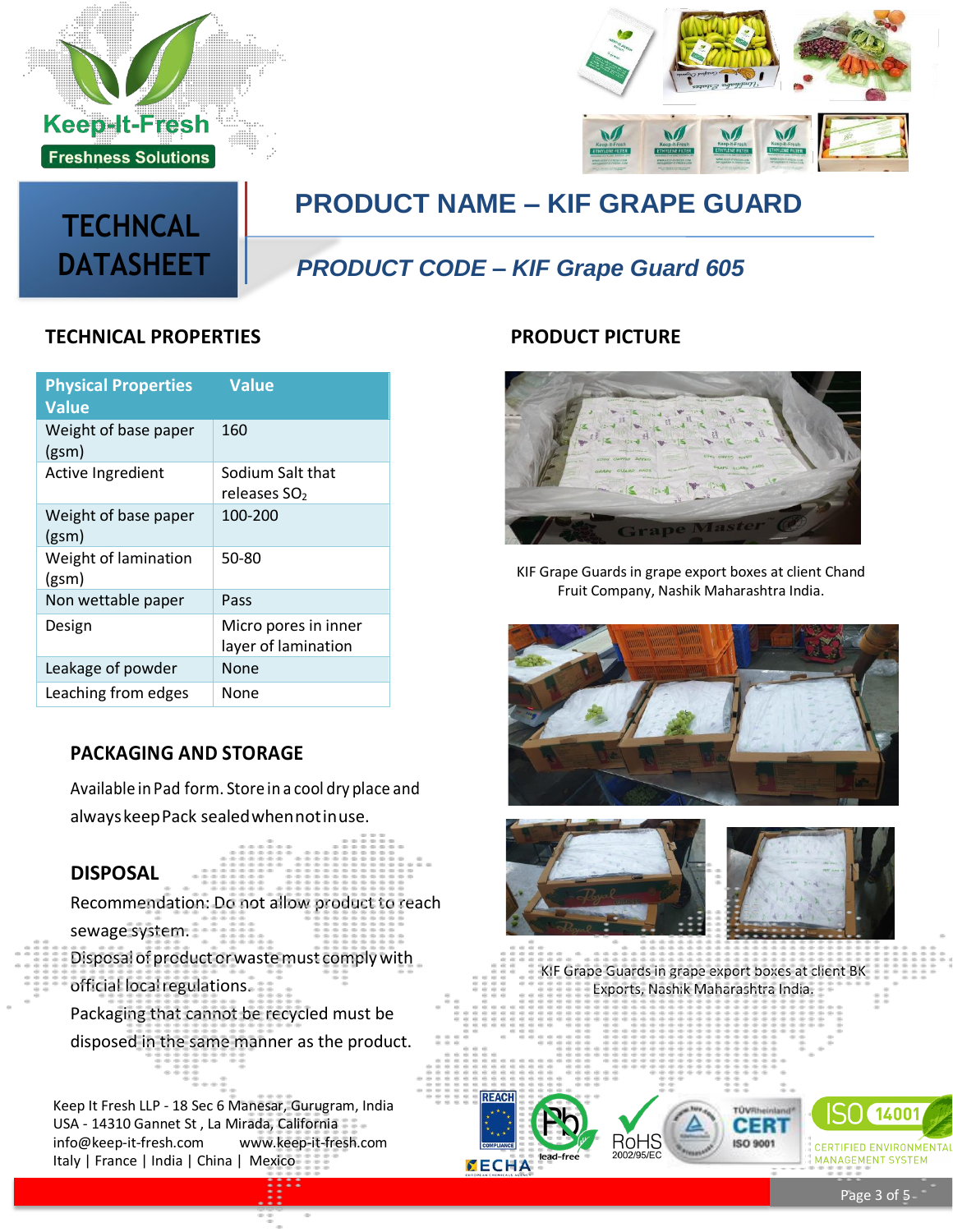# TECHNCAL DATASHEET

## PRODUCT NAME – KIF GRAPE GUARD

### *PRODUCT CODE – KIF Grape Guard 605*

## TECHNICAL PROPERTIES

| Physical Properties Value | Value |
|---|---|
| Weight of base paper (gsm) | 160 |
| Active Ingredient | Sodium Salt that releases $SO_2$ |
| Weight of base paper (gsm) | 100-200 |
| Weight of lamination (gsm) | 50-80 |
| Non wettable paper | Pass |
| Design | Micro pores in inner layer of lamination |
| Leakage of powder | None |
| Leaching from edges | None |

## PACKAGING AND STORAGE

Available in Pad form. Store in a cool dry place and always keep Pack sealed when not in use.

## DISPOSAL

Recommendation: Do not allow product to reach sewage system.

Disposal of product or waste must comply with official local regulations.

Packaging that cannot be recycled must be disposed in the same manner as the product.

## PRODUCT PICTURE

KIF Grape Guards in grape export boxes at client Chand Fruit Company, Nashik Maharashtra India.

KIF Grape Guards in grape export boxes at client BK Exports, Nashik Maharashtra India.

Keep It Fresh LLP - 18 Sec 6 Manesar, Gurugram, India
USA - 14310 Gannet St , La Mirada, California
info@keep-it-fresh.com www.keep-it-fresh.com
Italy | France | India | China | Mexico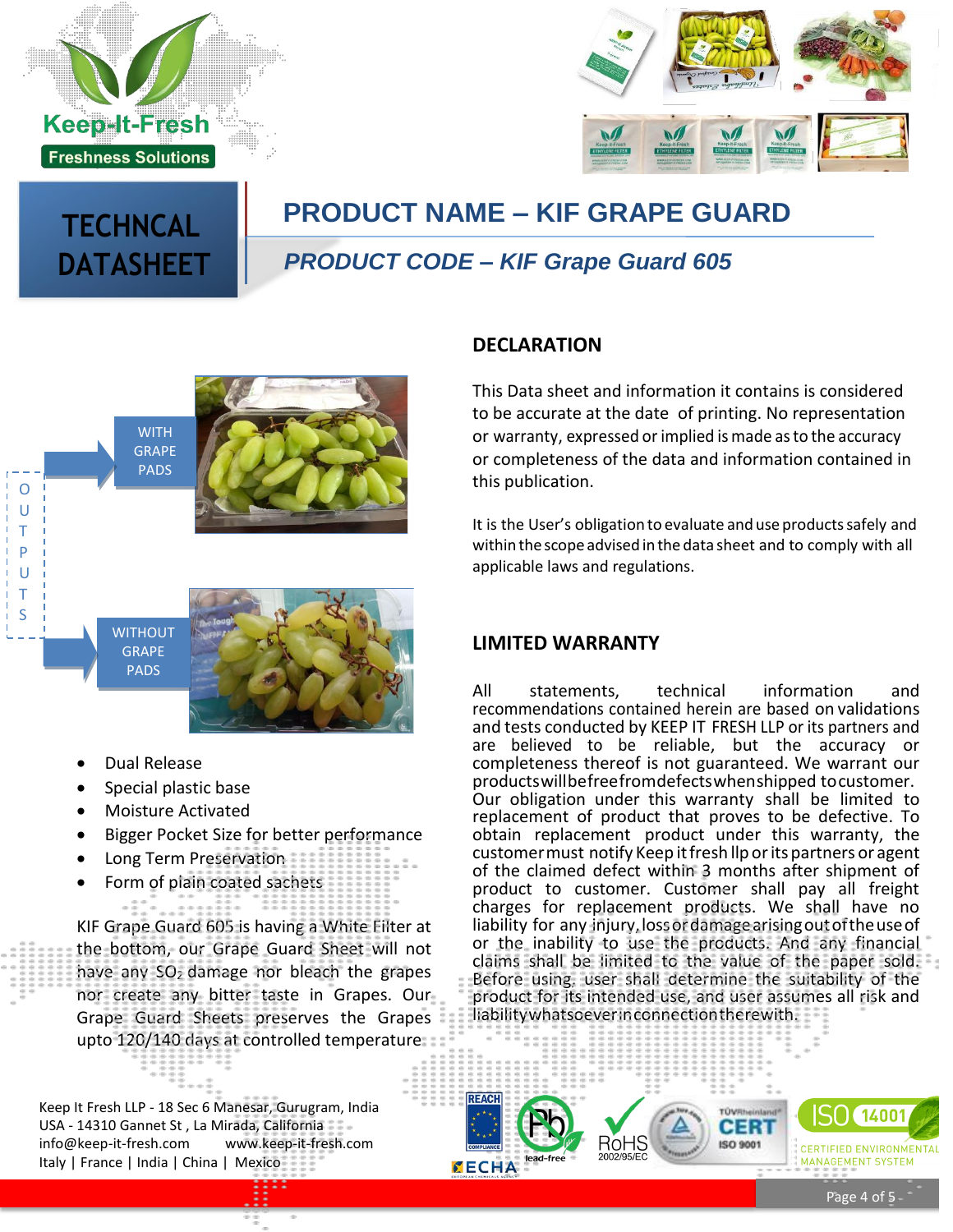Keep-It-Fresh

Freshness Solutions

# TECHNCAL DATASHEET

## PRODUCT NAME – KIF GRAPE GUARD

### *PRODUCT CODE – KIF Grape Guard 605*

OUTPUTS

WITH GRAPE PADS

WITHOUT GRAPE PADS

- Dual Release
- Special plastic base
- Moisture Activated
- Bigger Pocket Size for better performance
- Long Term Preservation
- Form of plain coated sachets

KIF Grape Guard 605 is having a White Filter at the bottom, our Grape Guard Sheet will not have any $SO_2$ damage nor bleach the grapes nor create any bitter taste in Grapes. Our Grape Guard Sheets preserves the Grapes upto 120/140 days at controlled temperature.

## DECLARATION

This Data sheet and information it contains is considered to be accurate at the date of printing. No representation or warranty, expressed or implied is made as to the accuracy or completeness of the data and information contained in this publication.

It is the User's obligation to evaluate and use products safely and within the scope advised in the data sheet and to comply with all applicable laws and regulations.

## LIMITED WARRANTY

All statements, technical information and recommendations contained herein are based on validations and tests conducted by KEEP IT FRESH LLP or its partners and are believed to be reliable, but the accuracy or completeness thereof is not guaranteed. We warrant our products will be free from defects when shipped to customer. Our obligation under this warranty shall be limited to replacement of product that proves to be defective. To obtain replacement product under this warranty, the customer must notify Keep it fresh llp or its partners or agent of the claimed defect within 3 months after shipment of product to customer. Customer shall pay all freight charges for replacement products. We shall have no liability for any injury, loss or damage arising out of the use of or the inability to use the products. And any financial claims shall be limited to the value of the paper sold. Before using, user shall determine the suitability of the product for its intended use, and user assumes all risk and liability whatsoever in connection therewith.

Keep It Fresh LLP - 18 Sec 6 Manesar, Gurugram, India
USA - 14310 Gannet St , La Mirada, California
info@keep-it-fresh.com www.keep-it-fresh.com
Italy | France | India | China | Mexico

REACH COMPLIANCE ECHA lead-free RoHS 2002/95/EC TÜVRheinland CERT ISO 9001 ISO 14001 CERTIFIED ENVIRONMENTAL MANAGEMENT SYSTEM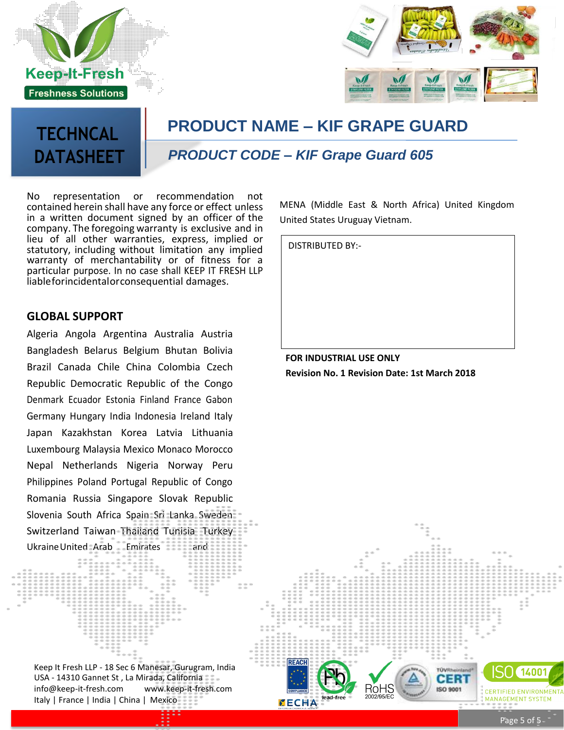# TECHNCAL DATASHEET

## PRODUCT NAME – KIF GRAPE GUARD

### *PRODUCT CODE – KIF Grape Guard 605*

No representation or recommendation not contained herein shall have any force or effect unless in a written document signed by an officer of the company. The foregoing warranty is exclusive and in lieu of all other warranties, express, implied or statutory, including without limitation any implied warranty of merchantability or of fitness for a particular purpose. In no case shall KEEP IT FRESH LLP liableforincidentalorconsequential damages.

## GLOBAL SUPPORT

Algeria Angola Argentina Australia Austria Bangladesh Belarus Belgium Bhutan Bolivia Brazil Canada Chile China Colombia Czech Republic Democratic Republic of the Congo Denmark Ecuador Estonia Finland France Gabon Germany Hungary India Indonesia Ireland Italy Japan Kazakhstan Korea Latvia Lithuania Luxembourg Malaysia Mexico Monaco Morocco Nepal Netherlands Nigeria Norway Peru Philippines Poland Portugal Republic of Congo Romania Russia Singapore Slovak Republic Slovenia South Africa Spain Sri Lanka Sweden Switzerland Taiwan Thailand Tunisia Turkey Ukraine United Arab Emirates and MENA (Middle East & North Africa) United Kingdom United States Uruguay Vietnam.

DISTRIBUTED BY:-

**FOR INDUSTRIAL USE ONLY**

**Revision No. 1 Revision Date: 1st March 2018**

Keep It Fresh LLP - 18 Sec 6 Manesar, Gurugram, India
USA - 14310 Gannet St , La Mirada, California
info@keep-it-fresh.com www.keep-it-fresh.com
Italy | France | India | China | Mexico